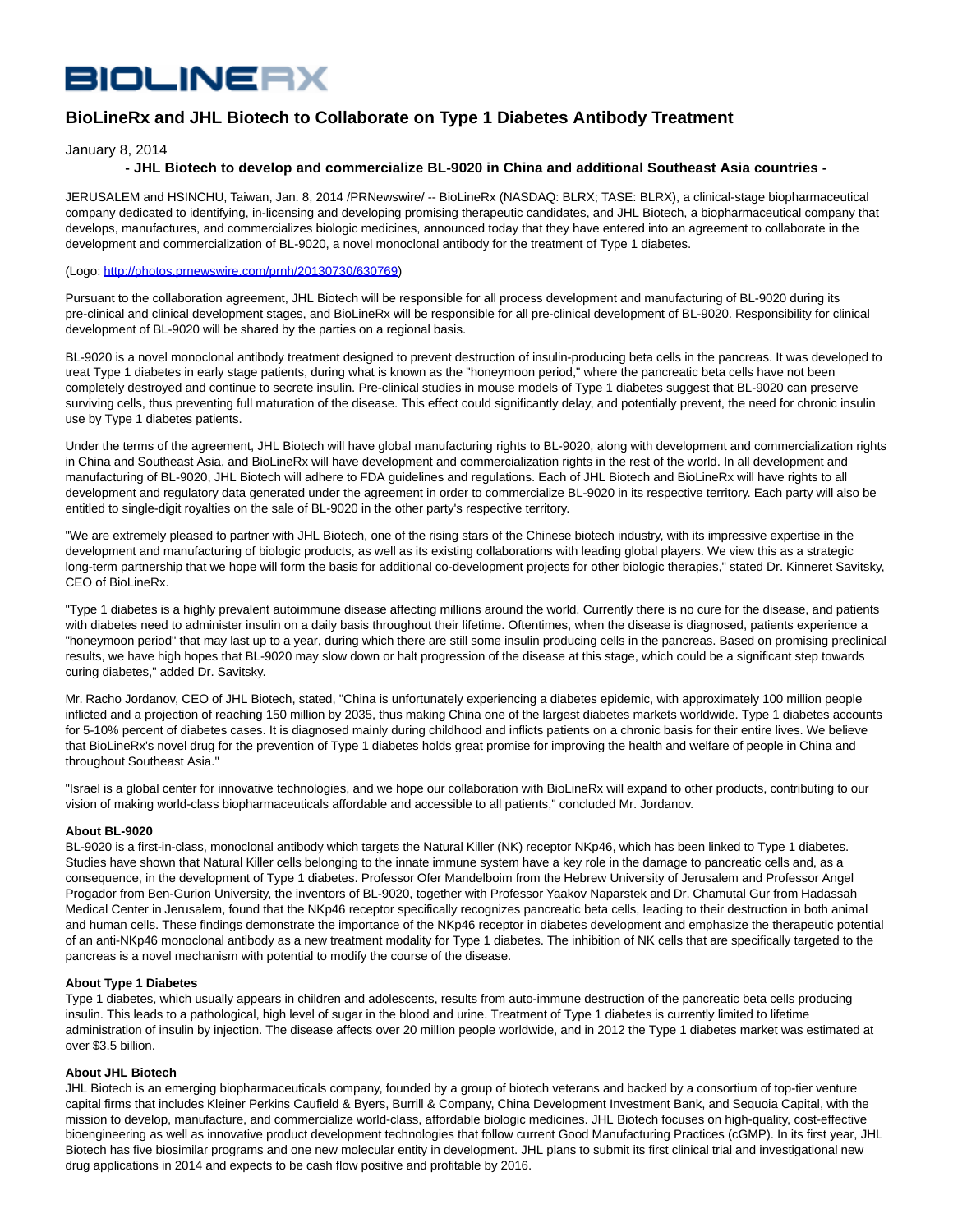BIOLINERX

# BioLineRx and JHL Biotech to Collaborate on Type 1 Diabetes Antibody Treatment

January 8, 2014

**- JHL Biotech to develop and commercialize BL-9020 in China and additional Southeast Asia countries -**

JERUSALEM and HSINCHU, Taiwan, Jan. 8, 2014 /PRNewswire/ -- BioLineRx (NASDAQ: BLRX; TASE: BLRX), a clinical-stage biopharmaceutical company dedicated to identifying, in-licensing and developing promising therapeutic candidates, and JHL Biotech, a biopharmaceutical company that develops, manufactures, and commercializes biologic medicines, announced today that they have entered into an agreement to collaborate in the development and commercialization of BL-9020, a novel monoclonal antibody for the treatment of Type 1 diabetes.

(Logo: http://photos.prnewswire.com/prnh/20130730/630769)

Pursuant to the collaboration agreement, JHL Biotech will be responsible for all process development and manufacturing of BL-9020 during its pre-clinical and clinical development stages, and BioLineRx will be responsible for all pre-clinical development of BL-9020. Responsibility for clinical development of BL-9020 will be shared by the parties on a regional basis.

BL-9020 is a novel monoclonal antibody treatment designed to prevent destruction of insulin-producing beta cells in the pancreas. It was developed to treat Type 1 diabetes in early stage patients, during what is known as the "honeymoon period," where the pancreatic beta cells have not been completely destroyed and continue to secrete insulin. Pre-clinical studies in mouse models of Type 1 diabetes suggest that BL-9020 can preserve surviving cells, thus preventing full maturation of the disease. This effect could significantly delay, and potentially prevent, the need for chronic insulin use by Type 1 diabetes patients.

Under the terms of the agreement, JHL Biotech will have global manufacturing rights to BL-9020, along with development and commercialization rights in China and Southeast Asia, and BioLineRx will have development and commercialization rights in the rest of the world. In all development and manufacturing of BL-9020, JHL Biotech will adhere to FDA guidelines and regulations. Each of JHL Biotech and BioLineRx will have rights to all development and regulatory data generated under the agreement in order to commercialize BL-9020 in its respective territory. Each party will also be entitled to single-digit royalties on the sale of BL-9020 in the other party's respective territory.

"We are extremely pleased to partner with JHL Biotech, one of the rising stars of the Chinese biotech industry, with its impressive expertise in the development and manufacturing of biologic products, as well as its existing collaborations with leading global players. We view this as a strategic long-term partnership that we hope will form the basis for additional co-development projects for other biologic therapies," stated Dr. Kinneret Savitsky, CEO of BioLineRx.

"Type 1 diabetes is a highly prevalent autoimmune disease affecting millions around the world. Currently there is no cure for the disease, and patients with diabetes need to administer insulin on a daily basis throughout their lifetime. Oftentimes, when the disease is diagnosed, patients experience a "honeymoon period" that may last up to a year, during which there are still some insulin producing cells in the pancreas. Based on promising preclinical results, we have high hopes that BL-9020 may slow down or halt progression of the disease at this stage, which could be a significant step towards curing diabetes," added Dr. Savitsky.

Mr. Racho Jordanov, CEO of JHL Biotech, stated, "China is unfortunately experiencing a diabetes epidemic, with approximately 100 million people inflicted and a projection of reaching 150 million by 2035, thus making China one of the largest diabetes markets worldwide. Type 1 diabetes accounts for 5-10% percent of diabetes cases. It is diagnosed mainly during childhood and inflicts patients on a chronic basis for their entire lives. We believe that BioLineRx's novel drug for the prevention of Type 1 diabetes holds great promise for improving the health and welfare of people in China and throughout Southeast Asia."

"Israel is a global center for innovative technologies, and we hope our collaboration with BioLineRx will expand to other products, contributing to our vision of making world-class biopharmaceuticals affordable and accessible to all patients," concluded Mr. Jordanov.

**About BL-9020**

BL-9020 is a first-in-class, monoclonal antibody which targets the Natural Killer (NK) receptor NKp46, which has been linked to Type 1 diabetes. Studies have shown that Natural Killer cells belonging to the innate immune system have a key role in the damage to pancreatic cells and, as a consequence, in the development of Type 1 diabetes. Professor Ofer Mandelboim from the Hebrew University of Jerusalem and Professor Angel Progador from Ben-Gurion University, the inventors of BL-9020, together with Professor Yaakov Naparstek and Dr. Chamutal Gur from Hadassah Medical Center in Jerusalem, found that the NKp46 receptor specifically recognizes pancreatic beta cells, leading to their destruction in both animal and human cells. These findings demonstrate the importance of the NKp46 receptor in diabetes development and emphasize the therapeutic potential of an anti-NKp46 monoclonal antibody as a new treatment modality for Type 1 diabetes. The inhibition of NK cells that are specifically targeted to the pancreas is a novel mechanism with potential to modify the course of the disease.

**About Type 1 Diabetes**

Type 1 diabetes, which usually appears in children and adolescents, results from auto-immune destruction of the pancreatic beta cells producing insulin. This leads to a pathological, high level of sugar in the blood and urine. Treatment of Type 1 diabetes is currently limited to lifetime administration of insulin by injection. The disease affects over 20 million people worldwide, and in 2012 the Type 1 diabetes market was estimated at over $3.5 billion.

**About JHL Biotech**

JHL Biotech is an emerging biopharmaceuticals company, founded by a group of biotech veterans and backed by a consortium of top-tier venture capital firms that includes Kleiner Perkins Caufield & Byers, Burrill & Company, China Development Investment Bank, and Sequoia Capital, with the mission to develop, manufacture, and commercialize world-class, affordable biologic medicines. JHL Biotech focuses on high-quality, cost-effective bioengineering as well as innovative product development technologies that follow current Good Manufacturing Practices (cGMP). In its first year, JHL Biotech has five biosimilar programs and one new molecular entity in development. JHL plans to submit its first clinical trial and investigational new drug applications in 2014 and expects to be cash flow positive and profitable by 2016.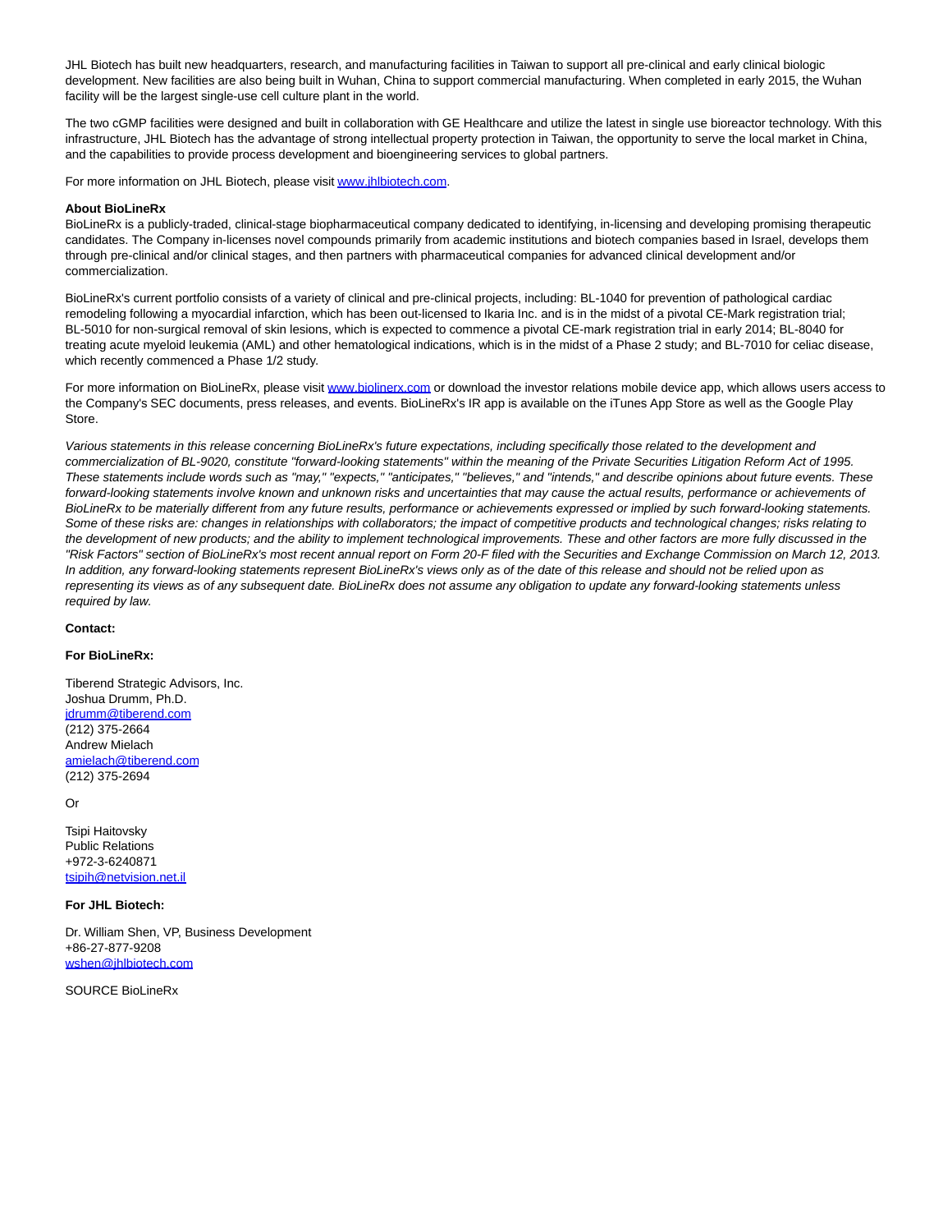JHL Biotech has built new headquarters, research, and manufacturing facilities in Taiwan to support all pre-clinical and early clinical biologic development. New facilities are also being built in Wuhan, China to support commercial manufacturing. When completed in early 2015, the Wuhan facility will be the largest single-use cell culture plant in the world.

The two cGMP facilities were designed and built in collaboration with GE Healthcare and utilize the latest in single use bioreactor technology. With this infrastructure, JHL Biotech has the advantage of strong intellectual property protection in Taiwan, the opportunity to serve the local market in China, and the capabilities to provide process development and bioengineering services to global partners.

For more information on JHL Biotech, please visit [www.jhlbiotech.com](http://www.jhlbiotech.com).

**About BioLineRx**
BioLineRx is a publicly-traded, clinical-stage biopharmaceutical company dedicated to identifying, in-licensing and developing promising therapeutic candidates. The Company in-licenses novel compounds primarily from academic institutions and biotech companies based in Israel, develops them through pre-clinical and/or clinical stages, and then partners with pharmaceutical companies for advanced clinical development and/or commercialization.

BioLineRx's current portfolio consists of a variety of clinical and pre-clinical projects, including: BL-1040 for prevention of pathological cardiac remodeling following a myocardial infarction, which has been out-licensed to Ikaria Inc. and is in the midst of a pivotal CE-Mark registration trial; BL-5010 for non-surgical removal of skin lesions, which is expected to commence a pivotal CE-mark registration trial in early 2014; BL-8040 for treating acute myeloid leukemia (AML) and other hematological indications, which is in the midst of a Phase 2 study; and BL-7010 for celiac disease, which recently commenced a Phase 1/2 study.

For more information on BioLineRx, please visit [www.biolinerx.com](http://www.biolinerx.com) or download the investor relations mobile device app, which allows users access to the Company's SEC documents, press releases, and events. BioLineRx's IR app is available on the iTunes App Store as well as the Google Play Store.

*Various statements in this release concerning BioLineRx's future expectations, including specifically those related to the development and commercialization of BL-9020, constitute "forward-looking statements" within the meaning of the Private Securities Litigation Reform Act of 1995. These statements include words such as "may," "expects," "anticipates," "believes," and "intends," and describe opinions about future events. These forward-looking statements involve known and unknown risks and uncertainties that may cause the actual results, performance or achievements of BioLineRx to be materially different from any future results, performance or achievements expressed or implied by such forward-looking statements. Some of these risks are: changes in relationships with collaborators; the impact of competitive products and technological changes; risks relating to the development of new products; and the ability to implement technological improvements. These and other factors are more fully discussed in the "Risk Factors" section of BioLineRx's most recent annual report on Form 20-F filed with the Securities and Exchange Commission on March 12, 2013. In addition, any forward-looking statements represent BioLineRx's views only as of the date of this release and should not be relied upon as representing its views as of any subsequent date. BioLineRx does not assume any obligation to update any forward-looking statements unless required by law.*

**Contact:**

**For BioLineRx:**

Tiberend Strategic Advisors, Inc.
Joshua Drumm, Ph.D.
[jdrumm@tiberend.com](mailto:jdrumm@tiberend.com)
(212) 375-2664
Andrew Mielach
[amielach@tiberend.com](mailto:amielach@tiberend.com)
(212) 375-2694

Or

Tsipi Haitovsky
Public Relations
+972-3-6240871
[tsipih@netvision.net.il](mailto:tsipih@netvision.net.il)

**For JHL Biotech:**

Dr. William Shen, VP, Business Development
+86-27-877-9208
[wshen@jhlbiotech.com](mailto:wshen@jhlbiotech.com)

SOURCE BioLineRx